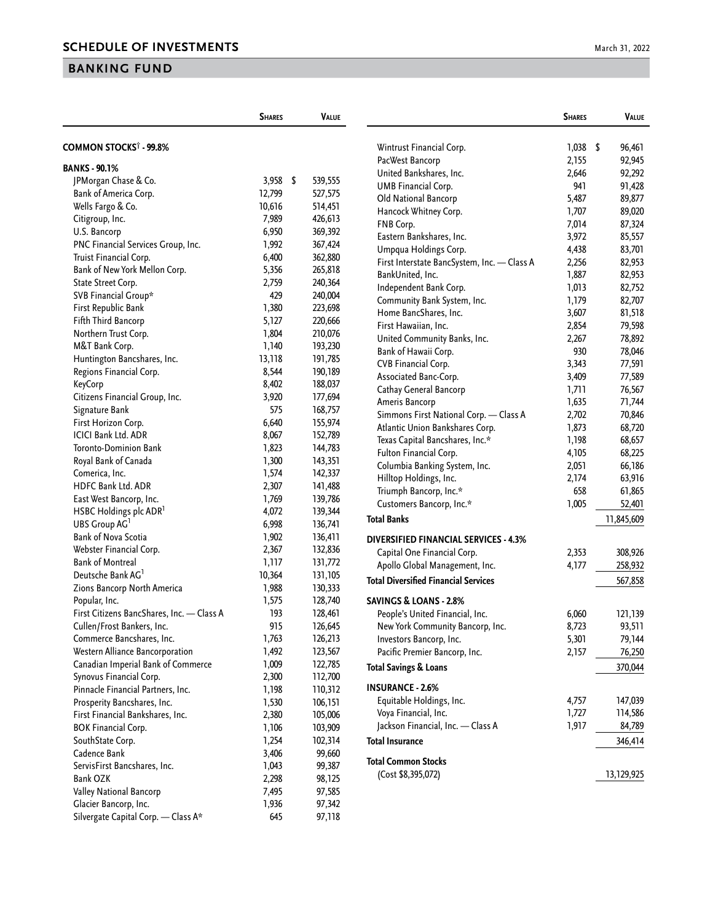## SCHEDULE OF INVESTMENTS

March 31, 2022

## BANKING FUND

| | Shares | Value |
|---|---|---|
| **COMMON STOCKS† - 99.8%** | | |
| **BANKS - 90.1%** | | |
| JPMorgan Chase & Co. | 3,958 | $ 539,555 |
| Bank of America Corp. | 12,799 | 527,575 |
| Wells Fargo & Co. | 10,616 | 514,451 |
| Citigroup, Inc. | 7,989 | 426,613 |
| U.S. Bancorp | 6,950 | 369,392 |
| PNC Financial Services Group, Inc. | 1,992 | 367,424 |
| Truist Financial Corp. | 6,400 | 362,880 |
| Bank of New York Mellon Corp. | 5,356 | 265,818 |
| State Street Corp. | 2,759 | 240,364 |
| SVB Financial Group* | 429 | 240,004 |
| First Republic Bank | 1,380 | 223,698 |
| Fifth Third Bancorp | 5,127 | 220,666 |
| Northern Trust Corp. | 1,804 | 210,076 |
| M&T Bank Corp. | 1,140 | 193,230 |
| Huntington Bancshares, Inc. | 13,118 | 191,785 |
| Regions Financial Corp. | 8,544 | 190,189 |
| KeyCorp | 8,402 | 188,037 |
| Citizens Financial Group, Inc. | 3,920 | 177,694 |
| Signature Bank | 575 | 168,757 |
| First Horizon Corp. | 6,640 | 155,974 |
| ICICI Bank Ltd. ADR | 8,067 | 152,789 |
| Toronto-Dominion Bank | 1,823 | 144,783 |
| Royal Bank of Canada | 1,300 | 143,351 |
| Comerica, Inc. | 1,574 | 142,337 |
| HDFC Bank Ltd. ADR | 2,307 | 141,488 |
| East West Bancorp, Inc. | 1,769 | 139,786 |
| HSBC Holdings plc ADR[1] | 4,072 | 139,344 |
| UBS Group AG[1] | 6,998 | 136,741 |
| Bank of Nova Scotia | 1,902 | 136,411 |
| Webster Financial Corp. | 2,367 | 132,836 |
| Bank of Montreal | 1,117 | 131,772 |
| Deutsche Bank AG[1] | 10,364 | 131,105 |
| Zions Bancorp North America | 1,988 | 130,333 |
| Popular, Inc. | 1,575 | 128,740 |
| First Citizens BancShares, Inc. — Class A | 193 | 128,461 |
| Cullen/Frost Bankers, Inc. | 915 | 126,645 |
| Commerce Bancshares, Inc. | 1,763 | 126,213 |
| Western Alliance Bancorporation | 1,492 | 123,567 |
| Canadian Imperial Bank of Commerce | 1,009 | 122,785 |
| Synovus Financial Corp. | 2,300 | 112,700 |
| Pinnacle Financial Partners, Inc. | 1,198 | 110,312 |
| Prosperity Bancshares, Inc. | 1,530 | 106,151 |
| First Financial Bankshares, Inc. | 2,380 | 105,006 |
| BOK Financial Corp. | 1,106 | 103,909 |
| SouthState Corp. | 1,254 | 102,314 |
| Cadence Bank | 3,406 | 99,660 |
| ServisFirst Bancshares, Inc. | 1,043 | 99,387 |
| Bank OZK | 2,298 | 98,125 |
| Valley National Bancorp | 7,495 | 97,585 |
| Glacier Bancorp, Inc. | 1,936 | 97,342 |
| Silvergate Capital Corp. — Class A* | 645 | 97,118 |
| Wintrust Financial Corp. | 1,038 | $ 96,461 |
| PacWest Bancorp | 2,155 | 92,945 |
| United Bankshares, Inc. | 2,646 | 92,292 |
| UMB Financial Corp. | 941 | 91,428 |
| Old National Bancorp | 5,487 | 89,877 |
| Hancock Whitney Corp. | 1,707 | 89,020 |
| FNB Corp. | 7,014 | 87,324 |
| Eastern Bankshares, Inc. | 3,972 | 85,557 |
| Umpqua Holdings Corp. | 4,438 | 83,701 |
| First Interstate BancSystem, Inc. — Class A | 2,256 | 82,953 |
| BankUnited, Inc. | 1,887 | 82,953 |
| Independent Bank Corp. | 1,013 | 82,752 |
| Community Bank System, Inc. | 1,179 | 82,707 |
| Home BancShares, Inc. | 3,607 | 81,518 |
| First Hawaiian, Inc. | 2,854 | 79,598 |
| United Community Banks, Inc. | 2,267 | 78,892 |
| Bank of Hawaii Corp. | 930 | 78,046 |
| CVB Financial Corp. | 3,343 | 77,591 |
| Associated Banc-Corp. | 3,409 | 77,589 |
| Cathay General Bancorp | 1,711 | 76,567 |
| Ameris Bancorp | 1,635 | 71,744 |
| Simmons First National Corp. — Class A | 2,702 | 70,846 |
| Atlantic Union Bankshares Corp. | 1,873 | 68,720 |
| Texas Capital Bancshares, Inc.* | 1,198 | 68,657 |
| Fulton Financial Corp. | 4,105 | 68,225 |
| Columbia Banking System, Inc. | 2,051 | 66,186 |
| Hilltop Holdings, Inc. | 2,174 | 63,916 |
| Triumph Bancorp, Inc.* | 658 | 61,865 |
| Customers Bancorp, Inc.* | 1,005 | 52,401 |
| **Total Banks** | | 11,845,609 |
| **DIVERSIFIED FINANCIAL SERVICES - 4.3%** | | |
| Capital One Financial Corp. | 2,353 | 308,926 |
| Apollo Global Management, Inc. | 4,177 | 258,932 |
| **Total Diversified Financial Services** | | 567,858 |
| **SAVINGS & LOANS - 2.8%** | | |
| People's United Financial, Inc. | 6,060 | 121,139 |
| New York Community Bancorp, Inc. | 8,723 | 93,511 |
| Investors Bancorp, Inc. | 5,301 | 79,144 |
| Pacific Premier Bancorp, Inc. | 2,157 | 76,250 |
| **Total Savings & Loans** | | 370,044 |
| **INSURANCE - 2.6%** | | |
| Equitable Holdings, Inc. | 4,757 | 147,039 |
| Voya Financial, Inc. | 1,727 | 114,586 |
| Jackson Financial, Inc. — Class A | 1,917 | 84,789 |
| **Total Insurance** | | 346,414 |
| **Total Common Stocks** (Cost $8,395,072) | | 13,129,925 |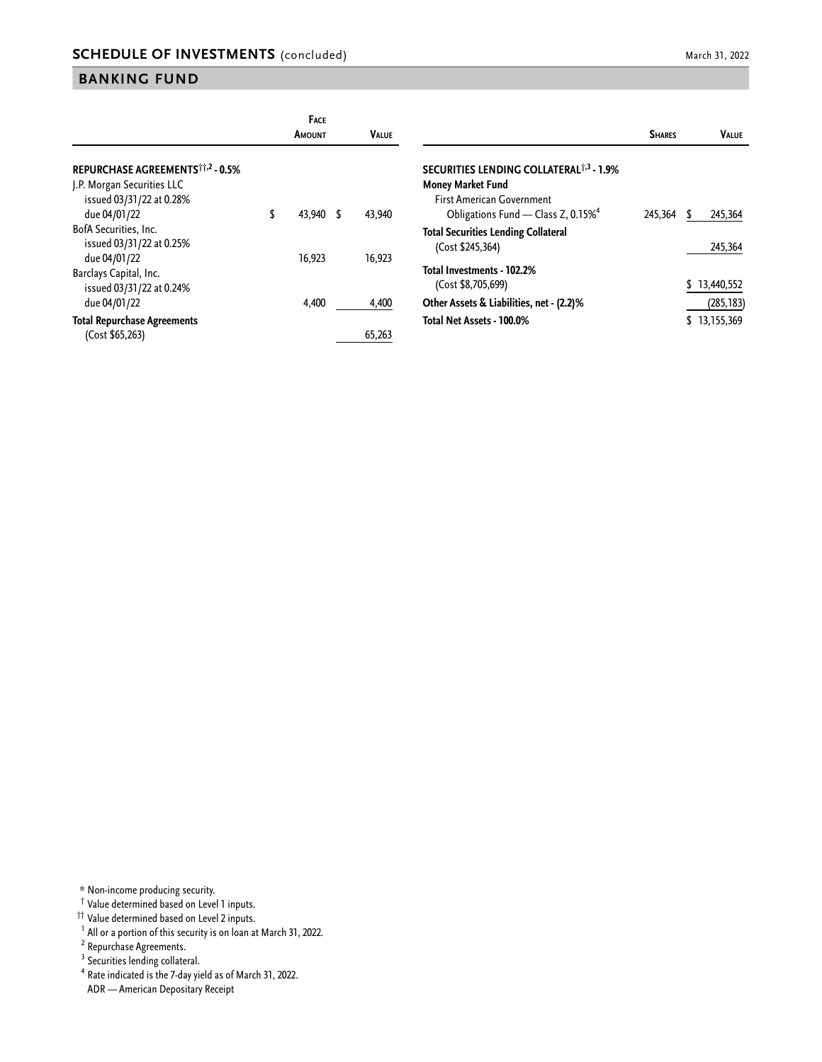## SCHEDULE OF INVESTMENTS (concluded)

## BANKING FUND

| | Face Amount | Value |
|---|---|---|
| **REPURCHASE AGREEMENTS††,2 - 0.5%** | | |
| J.P. Morgan Securities LLC issued 03/31/22 at 0.28% due 04/01/22 | $ 43,940 | $ 43,940 |
| BofA Securities, Inc. issued 03/31/22 at 0.25% due 04/01/22 | 16,923 | 16,923 |
| Barclays Capital, Inc. issued 03/31/22 at 0.24% due 04/01/22 | 4,400 | 4,400 |
| **Total Repurchase Agreements** (Cost $65,263) | | 65,263 |

| | Shares | Value |
|---|---|---|
| **SECURITIES LENDING COLLATERAL†,3 - 1.9%** | | |
| **Money Market Fund** | | |
| First American Government Obligations Fund — Class Z, 0.15%[4] | 245,364 | $ 245,364 |
| **Total Securities Lending Collateral** (Cost $245,364) | | 245,364 |
| **Total Investments - 102.2%** (Cost $8,705,699) | | $ 13,440,552 |
| **Other Assets & Liabilities, net - (2.2)%** | | (285,183) |
| **Total Net Assets - 100.0%** | | $ 13,155,369 |

* Non-income producing security.
† Value determined based on Level 1 inputs.
†† Value determined based on Level 2 inputs.
[1] All or a portion of this security is on loan at March 31, 2022.
[2] Repurchase Agreements.
[3] Securities lending collateral.
[4] Rate indicated is the 7-day yield as of March 31, 2022.
ADR — American Depositary Receipt